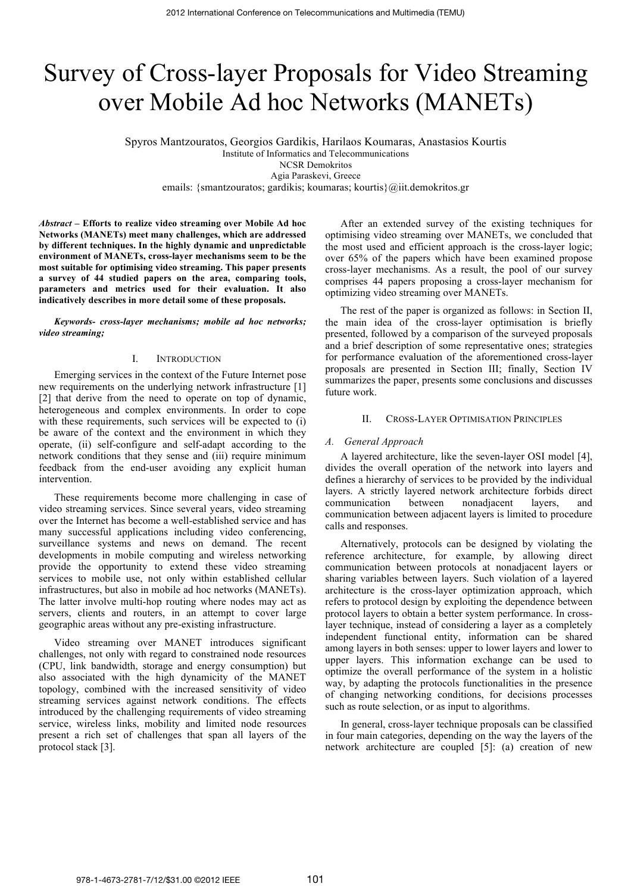# Survey of Cross-layer Proposals for Video Streaming over Mobile Ad hoc Networks (MANETs)

Spyros Mantzouratos, Georgios Gardikis, Harilaos Koumaras, Anastasios Kourtis
Institute of Informatics and Telecommunications
NCSR Demokritos
Agia Paraskevi, Greece
emails: {smantzouratos; gardikis; koumaras; kourtis}@iit.demokritos.gr

***Abstract* – Efforts to realize video streaming over Mobile Ad hoc Networks (MANETs) meet many challenges, which are addressed by different techniques. In the highly dynamic and unpredictable environment of MANETs, cross-layer mechanisms seem to be the most suitable for optimising video streaming. This paper presents a survey of 44 studied papers on the area, comparing tools, parameters and metrics used for their evaluation. It also indicatively describes in more detail some of these proposals.**

***Keywords- cross-layer mechanisms; mobile ad hoc networks; video streaming;***

## I. Introduction

Emerging services in the context of the Future Internet pose new requirements on the underlying network infrastructure [1] [2] that derive from the need to operate on top of dynamic, heterogeneous and complex environments. In order to cope with these requirements, such services will be expected to (i) be aware of the context and the environment in which they operate, (ii) self-configure and self-adapt according to the network conditions that they sense and (iii) require minimum feedback from the end-user avoiding any explicit human intervention.

These requirements become more challenging in case of video streaming services. Since several years, video streaming over the Internet has become a well-established service and has many successful applications including video conferencing, surveillance systems and news on demand. The recent developments in mobile computing and wireless networking provide the opportunity to extend these video streaming services to mobile use, not only within established cellular infrastructures, but also in mobile ad hoc networks (MANETs). The latter involve multi-hop routing where nodes may act as servers, clients and routers, in an attempt to cover large geographic areas without any pre-existing infrastructure.

Video streaming over MANET introduces significant challenges, not only with regard to constrained node resources (CPU, link bandwidth, storage and energy consumption) but also associated with the high dynamicity of the MANET topology, combined with the increased sensitivity of video streaming services against network conditions. The effects introduced by the challenging requirements of video streaming service, wireless links, mobility and limited node resources present a rich set of challenges that span all layers of the protocol stack [3].

After an extended survey of the existing techniques for optimising video streaming over MANETs, we concluded that the most used and efficient approach is the cross-layer logic; over 65% of the papers which have been examined propose cross-layer mechanisms. As a result, the pool of our survey comprises 44 papers proposing a cross-layer mechanism for optimizing video streaming over MANETs.

The rest of the paper is organized as follows: in Section II, the main idea of the cross-layer optimisation is briefly presented, followed by a comparison of the surveyed proposals and a brief description of some representative ones; strategies for performance evaluation of the aforementioned cross-layer proposals are presented in Section III; finally, Section IV summarizes the paper, presents some conclusions and discusses future work.

## II. Cross-Layer Optimisation Principles

### A. General Approach

A layered architecture, like the seven-layer OSI model [4], divides the overall operation of the network into layers and defines a hierarchy of services to be provided by the individual layers. A strictly layered network architecture forbids direct communication between nonadjacent layers, and communication between adjacent layers is limited to procedure calls and responses.

Alternatively, protocols can be designed by violating the reference architecture, for example, by allowing direct communication between protocols at nonadjacent layers or sharing variables between layers. Such violation of a layered architecture is the cross-layer optimization approach, which refers to protocol design by exploiting the dependence between protocol layers to obtain a better system performance. In cross-layer technique, instead of considering a layer as a completely independent functional entity, information can be shared among layers in both senses: upper to lower layers and lower to upper layers. This information exchange can be used to optimize the overall performance of the system in a holistic way, by adapting the protocols functionalities in the presence of changing networking conditions, for decisions processes such as route selection, or as input to algorithms.

In general, cross-layer technique proposals can be classified in four main categories, depending on the way the layers of the network architecture are coupled [5]: (a) creation of new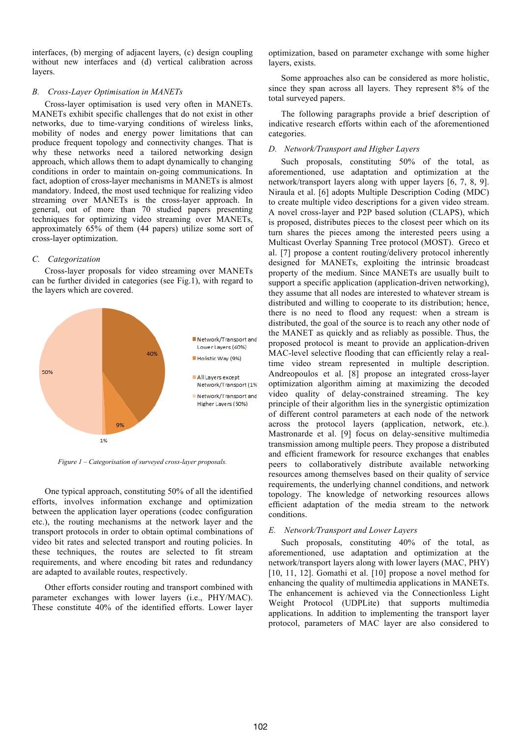interfaces, (b) merging of adjacent layers, (c) design coupling without new interfaces and (d) vertical calibration across layers.

### *B. Cross-Layer Optimisation in MANETs*

Cross-layer optimisation is used very often in MANETs. MANETs exhibit specific challenges that do not exist in other networks, due to time-varying conditions of wireless links, mobility of nodes and energy power limitations that can produce frequent topology and connectivity changes. That is why these networks need a tailored networking design approach, which allows them to adapt dynamically to changing conditions in order to maintain on-going communications. In fact, adoption of cross-layer mechanisms in MANETs is almost mandatory. Indeed, the most used technique for realizing video streaming over MANETs is the cross-layer approach. In general, out of more than 70 studied papers presenting techniques for optimizing video streaming over MANETs, approximately 65% of them (44 papers) utilize some sort of cross-layer optimization.

### *C. Categorization*

Cross-layer proposals for video streaming over MANETs can be further divided in categories (see Fig.1), with regard to the layers which are covered.

*Figure 1 – Categorisation of surveyed cross-layer proposals.*

One typical approach, constituting 50% of all the identified efforts, involves information exchange and optimization between the application layer operations (codec configuration etc.), the routing mechanisms at the network layer and the transport protocols in order to obtain optimal combinations of video bit rates and selected transport and routing policies. In these techniques, the routes are selected to fit stream requirements, and where encoding bit rates and redundancy are adapted to available routes, respectively.

Other efforts consider routing and transport combined with parameter exchanges with lower layers (i.e., PHY/MAC). These constitute 40% of the identified efforts. Lower layer optimization, based on parameter exchange with some higher layers, exists.

Some approaches also can be considered as more holistic, since they span across all layers. They represent 8% of the total surveyed papers.

The following paragraphs provide a brief description of indicative research efforts within each of the aforementioned categories.

### *D. Network/Transport and Higher Layers*

Such proposals, constituting 50% of the total, as aforementioned, use adaptation and optimization at the network/transport layers along with upper layers [6, 7, 8, 9]. Niraula et al. [6] adopts Multiple Description Coding (MDC) to create multiple video descriptions for a given video stream. A novel cross-layer and P2P based solution (CLAPS), which is proposed, distributes pieces to the closest peer which on its turn shares the pieces among the interested peers using a Multicast Overlay Spanning Tree protocol (MOST). Greco et al. [7] propose a content routing/delivery protocol inherently designed for MANETs, exploiting the intrinsic broadcast property of the medium. Since MANETs are usually built to support a specific application (application-driven networking), they assume that all nodes are interested to whatever stream is distributed and willing to cooperate to its distribution; hence, there is no need to flood any request: when a stream is distributed, the goal of the source is to reach any other node of the MANET as quickly and as reliably as possible. Thus, the proposed protocol is meant to provide an application-driven MAC-level selective flooding that can efficiently relay a real-time video stream represented in multiple description. Andreopoulos et al. [8] propose an integrated cross-layer optimization algorithm aiming at maximizing the decoded video quality of delay-constrained streaming. The key principle of their algorithm lies in the synergistic optimization of different control parameters at each node of the network across the protocol layers (application, network, etc.). Mastronarde et al. [9] focus on delay-sensitive multimedia transmission among multiple peers. They propose a distributed and efficient framework for resource exchanges that enables peers to collaboratively distribute available networking resources among themselves based on their quality of service requirements, the underlying channel conditions, and network topology. The knowledge of networking resources allows efficient adaptation of the media stream to the network conditions.

### *E. Network/Transport and Lower Layers*

Such proposals, constituting 40% of the total, as aforementioned, use adaptation and optimization at the network/transport layers along with lower layers (MAC, PHY) [10, 11, 12]. Gomathi et al. [10] propose a novel method for enhancing the quality of multimedia applications in MANETs. The enhancement is achieved via the Connectionless Light Weight Protocol (UDPLite) that supports multimedia applications. In addition to implementing the transport layer protocol, parameters of MAC layer are also considered to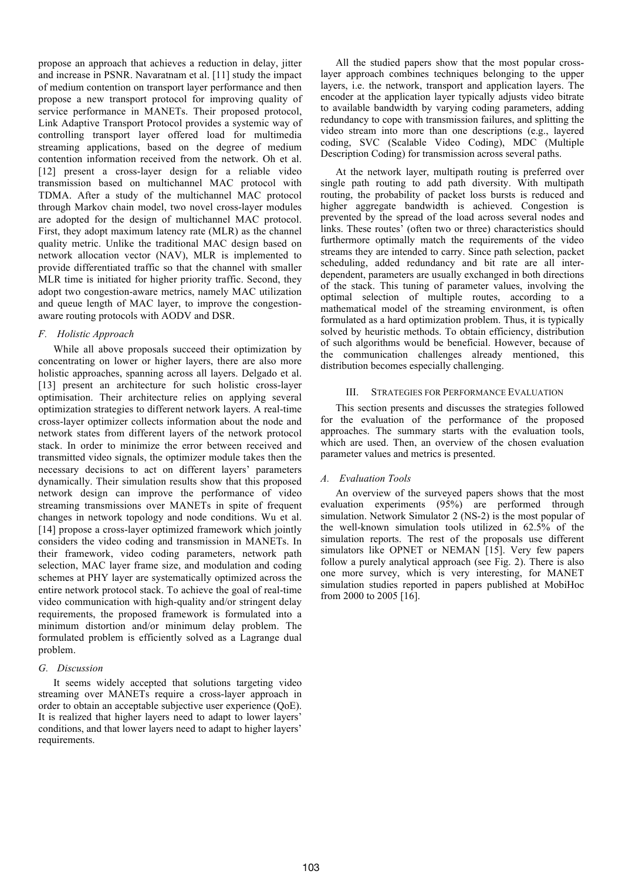propose an approach that achieves a reduction in delay, jitter and increase in PSNR. Navaratnam et al. [11] study the impact of medium contention on transport layer performance and then propose a new transport protocol for improving quality of service performance in MANETs. Their proposed protocol, Link Adaptive Transport Protocol provides a systemic way of controlling transport layer offered load for multimedia streaming applications, based on the degree of medium contention information received from the network. Oh et al. [12] present a cross-layer design for a reliable video transmission based on multichannel MAC protocol with TDMA. After a study of the multichannel MAC protocol through Markov chain model, two novel cross-layer modules are adopted for the design of multichannel MAC protocol. First, they adopt maximum latency rate (MLR) as the channel quality metric. Unlike the traditional MAC design based on network allocation vector (NAV), MLR is implemented to provide differentiated traffic so that the channel with smaller MLR time is initiated for higher priority traffic. Second, they adopt two congestion-aware metrics, namely MAC utilization and queue length of MAC layer, to improve the congestion-aware routing protocols with AODV and DSR.

### F. Holistic Approach

While all above proposals succeed their optimization by concentrating on lower or higher layers, there are also more holistic approaches, spanning across all layers. Delgado et al. [13] present an architecture for such holistic cross-layer optimisation. Their architecture relies on applying several optimization strategies to different network layers. A real-time cross-layer optimizer collects information about the node and network states from different layers of the network protocol stack. In order to minimize the error between received and transmitted video signals, the optimizer module takes then the necessary decisions to act on different layers' parameters dynamically. Their simulation results show that this proposed network design can improve the performance of video streaming transmissions over MANETs in spite of frequent changes in network topology and node conditions. Wu et al. [14] propose a cross-layer optimized framework which jointly considers the video coding and transmission in MANETs. In their framework, video coding parameters, network path selection, MAC layer frame size, and modulation and coding schemes at PHY layer are systematically optimized across the entire network protocol stack. To achieve the goal of real-time video communication with high-quality and/or stringent delay requirements, the proposed framework is formulated into a minimum distortion and/or minimum delay problem. The formulated problem is efficiently solved as a Lagrange dual problem.

### G. Discussion

It seems widely accepted that solutions targeting video streaming over MANETs require a cross-layer approach in order to obtain an acceptable subjective user experience (QoE). It is realized that higher layers need to adapt to lower layers' conditions, and that lower layers need to adapt to higher layers' requirements.

All the studied papers show that the most popular cross-layer approach combines techniques belonging to the upper layers, i.e. the network, transport and application layers. The encoder at the application layer typically adjusts video bitrate to available bandwidth by varying coding parameters, adding redundancy to cope with transmission failures, and splitting the video stream into more than one descriptions (e.g., layered coding, SVC (Scalable Video Coding), MDC (Multiple Description Coding) for transmission across several paths.

At the network layer, multipath routing is preferred over single path routing to add path diversity. With multipath routing, the probability of packet loss bursts is reduced and higher aggregate bandwidth is achieved. Congestion is prevented by the spread of the load across several nodes and links. These routes' (often two or three) characteristics should furthermore optimally match the requirements of the video streams they are intended to carry. Since path selection, packet scheduling, added redundancy and bit rate are all inter-dependent, parameters are usually exchanged in both directions of the stack. This tuning of parameter values, involving the optimal selection of multiple routes, according to a mathematical model of the streaming environment, is often formulated as a hard optimization problem. Thus, it is typically solved by heuristic methods. To obtain efficiency, distribution of such algorithms would be beneficial. However, because of the communication challenges already mentioned, this distribution becomes especially challenging.

## III. Strategies for Performance Evaluation

This section presents and discusses the strategies followed for the evaluation of the performance of the proposed approaches. The summary starts with the evaluation tools, which are used. Then, an overview of the chosen evaluation parameter values and metrics is presented.

### A. Evaluation Tools

An overview of the surveyed papers shows that the most evaluation experiments (95%) are performed through simulation. Network Simulator 2 (NS-2) is the most popular of the well-known simulation tools utilized in 62.5% of the simulation reports. The rest of the proposals use different simulators like OPNET or NEMAN [15]. Very few papers follow a purely analytical approach (see Fig. 2). There is also one more survey, which is very interesting, for MANET simulation studies reported in papers published at MobiHoc from 2000 to 2005 [16].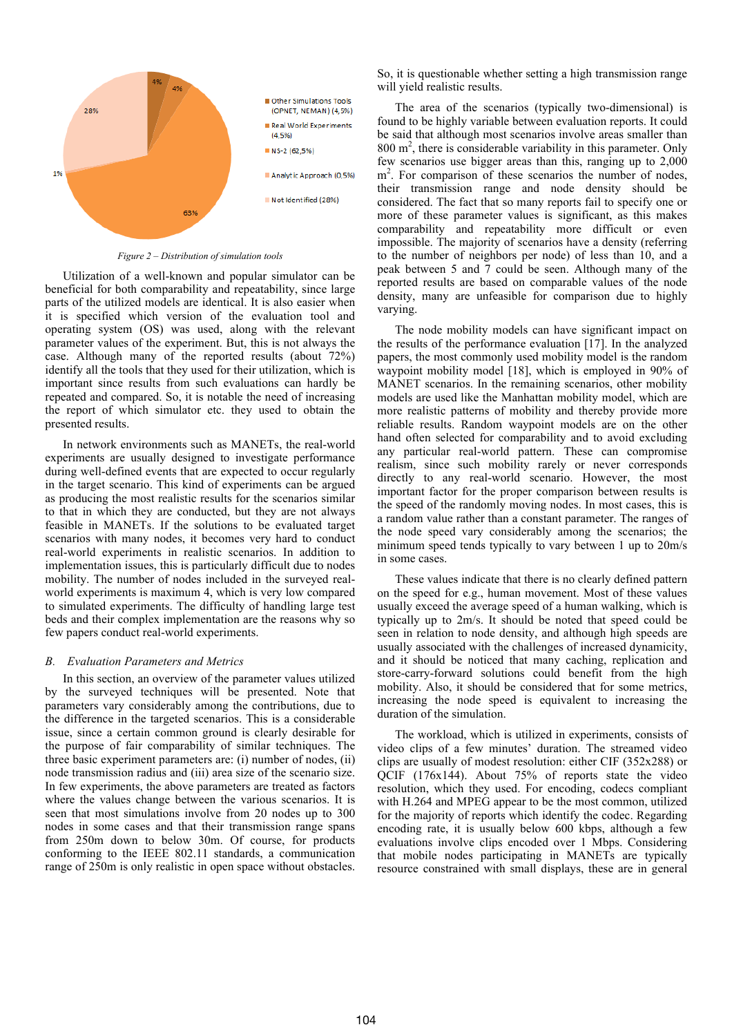Figure 2 – Distribution of simulation tools

Utilization of a well-known and popular simulator can be beneficial for both comparability and repeatability, since large parts of the utilized models are identical. It is also easier when it is specified which version of the evaluation tool and operating system (OS) was used, along with the relevant parameter values of the experiment. But, this is not always the case. Although many of the reported results (about 72%) identify all the tools that they used for their utilization, which is important since results from such evaluations can hardly be repeated and compared. So, it is notable the need of increasing the report of which simulator etc. they used to obtain the presented results.

In network environments such as MANETs, the real-world experiments are usually designed to investigate performance during well-defined events that are expected to occur regularly in the target scenario. This kind of experiments can be argued as producing the most realistic results for the scenarios similar to that in which they are conducted, but they are not always feasible in MANETs. If the solutions to be evaluated target scenarios with many nodes, it becomes very hard to conduct real-world experiments in realistic scenarios. In addition to implementation issues, this is particularly difficult due to nodes mobility. The number of nodes included in the surveyed real-world experiments is maximum 4, which is very low compared to simulated experiments. The difficulty of handling large test beds and their complex implementation are the reasons why so few papers conduct real-world experiments.

### B. Evaluation Parameters and Metrics

In this section, an overview of the parameter values utilized by the surveyed techniques will be presented. Note that parameters vary considerably among the contributions, due to the difference in the targeted scenarios. This is a considerable issue, since a certain common ground is clearly desirable for the purpose of fair comparability of similar techniques. The three basic experiment parameters are: (i) number of nodes, (ii) node transmission radius and (iii) area size of the scenario size. In few experiments, the above parameters are treated as factors where the values change between the various scenarios. It is seen that most simulations involve from 20 nodes up to 300 nodes in some cases and that their transmission range spans from 250m down to below 30m. Of course, for products conforming to the IEEE 802.11 standards, a communication range of 250m is only realistic in open space without obstacles. So, it is questionable whether setting a high transmission range will yield realistic results.

The area of the scenarios (typically two-dimensional) is found to be highly variable between evaluation reports. It could be said that although most scenarios involve areas smaller than 800 $m^2$, there is considerable variability in this parameter. Only few scenarios use bigger areas than this, ranging up to 2,000 $m^2$. For comparison of these scenarios the number of nodes, their transmission range and node density should be considered. The fact that so many reports fail to specify one or more of these parameter values is significant, as this makes comparability and repeatability more difficult or even impossible. The majority of scenarios have a density (referring to the number of neighbors per node) of less than 10, and a peak between 5 and 7 could be seen. Although many of the reported results are based on comparable values of the node density, many are unfeasible for comparison due to highly varying.

The node mobility models can have significant impact on the results of the performance evaluation [17]. In the analyzed papers, the most commonly used mobility model is the random waypoint mobility model [18], which is employed in 90% of MANET scenarios. In the remaining scenarios, other mobility models are used like the Manhattan mobility model, which are more realistic patterns of mobility and thereby provide more reliable results. Random waypoint models are on the other hand often selected for comparability and to avoid excluding any particular real-world pattern. These can compromise realism, since such mobility rarely or never corresponds directly to any real-world scenario. However, the most important factor for the proper comparison between results is the speed of the randomly moving nodes. In most cases, this is a random value rather than a constant parameter. The ranges of the node speed vary considerably among the scenarios; the minimum speed tends typically to vary between 1 up to 20m/s in some cases.

These values indicate that there is no clearly defined pattern on the speed for e.g., human movement. Most of these values usually exceed the average speed of a human walking, which is typically up to 2m/s. It should be noted that speed could be seen in relation to node density, and although high speeds are usually associated with the challenges of increased dynamicity, and it should be noticed that many caching, replication and store-carry-forward solutions could benefit from the high mobility. Also, it should be considered that for some metrics, increasing the node speed is equivalent to increasing the duration of the simulation.

The workload, which is utilized in experiments, consists of video clips of a few minutes' duration. The streamed video clips are usually of modest resolution: either CIF (352x288) or QCIF (176x144). About 75% of reports state the video resolution, which they used. For encoding, codecs compliant with H.264 and MPEG appear to be the most common, utilized for the majority of reports which identify the codec. Regarding encoding rate, it is usually below 600 kbps, although a few evaluations involve clips encoded over 1 Mbps. Considering that mobile nodes participating in MANETs are typically resource constrained with small displays, these are in general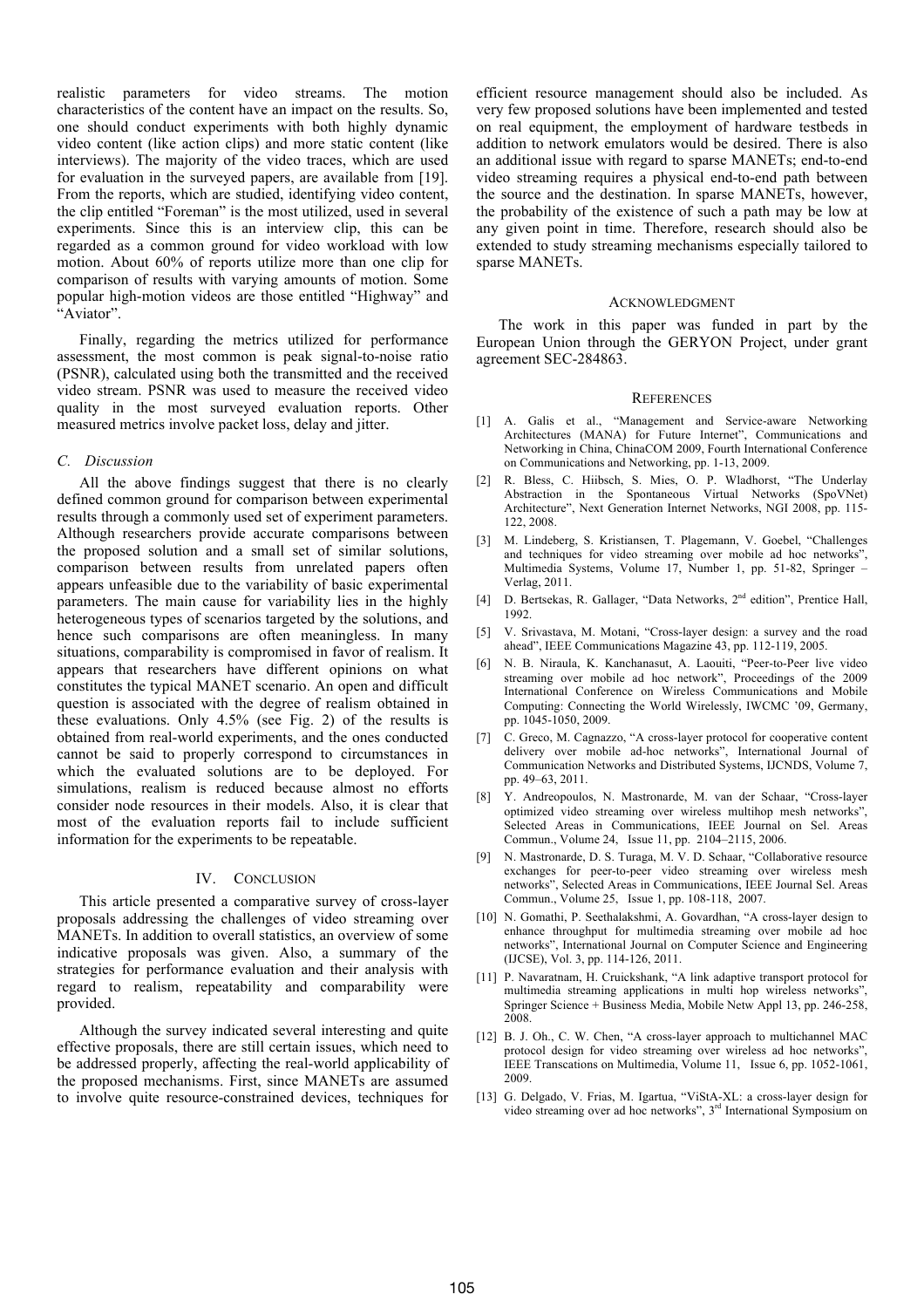realistic parameters for video streams. The motion characteristics of the content have an impact on the results. So, one should conduct experiments with both highly dynamic video content (like action clips) and more static content (like interviews). The majority of the video traces, which are used for evaluation in the surveyed papers, are available from [19]. From the reports, which are studied, identifying video content, the clip entitled "Foreman" is the most utilized, used in several experiments. Since this is an interview clip, this can be regarded as a common ground for video workload with low motion. About 60% of reports utilize more than one clip for comparison of results with varying amounts of motion. Some popular high-motion videos are those entitled "Highway" and "Aviator".

Finally, regarding the metrics utilized for performance assessment, the most common is peak signal-to-noise ratio (PSNR), calculated using both the transmitted and the received video stream. PSNR was used to measure the received video quality in the most surveyed evaluation reports. Other measured metrics involve packet loss, delay and jitter.

### *C. Discussion*

All the above findings suggest that there is no clearly defined common ground for comparison between experimental results through a commonly used set of experiment parameters. Although researchers provide accurate comparisons between the proposed solution and a small set of similar solutions, comparison between results from unrelated papers often appears unfeasible due to the variability of basic experimental parameters. The main cause for variability lies in the highly heterogeneous types of scenarios targeted by the solutions, and hence such comparisons are often meaningless. In many situations, comparability is compromised in favor of realism. It appears that researchers have different opinions on what constitutes the typical MANET scenario. An open and difficult question is associated with the degree of realism obtained in these evaluations. Only 4.5% (see Fig. 2) of the results is obtained from real-world experiments, and the ones conducted cannot be said to properly correspond to circumstances in which the evaluated solutions are to be deployed. For simulations, realism is reduced because almost no efforts consider node resources in their models. Also, it is clear that most of the evaluation reports fail to include sufficient information for the experiments to be repeatable.

## IV. Conclusion

This article presented a comparative survey of cross-layer proposals addressing the challenges of video streaming over MANETs. In addition to overall statistics, an overview of some indicative proposals was given. Also, a summary of the strategies for performance evaluation and their analysis with regard to realism, repeatability and comparability were provided.

Although the survey indicated several interesting and quite effective proposals, there are still certain issues, which need to be addressed properly, affecting the real-world applicability of the proposed mechanisms. First, since MANETs are assumed to involve quite resource-constrained devices, techniques for efficient resource management should also be included. As very few proposed solutions have been implemented and tested on real equipment, the employment of hardware testbeds in addition to network emulators would be desired. There is also an additional issue with regard to sparse MANETs; end-to-end video streaming requires a physical end-to-end path between the source and the destination. In sparse MANETs, however, the probability of the existence of such a path may be low at any given point in time. Therefore, research should also be extended to study streaming mechanisms especially tailored to sparse MANETs.

## Acknowledgment

The work in this paper was funded in part by the European Union through the GERYON Project, under grant agreement SEC-284863.

## References

[1] A. Galis et al., "Management and Service-aware Networking Architectures (MANA) for Future Internet", Communications and Networking in China, ChinaCOM 2009, Fourth International Conference on Communications and Networking, pp. 1-13, 2009.

[2] R. Bless, C. Hiibsch, S. Mies, O. P. Wladhorst, "The Underlay Abstraction in the Spontaneous Virtual Networks (SpoVNet) Architecture", Next Generation Internet Networks, NGI 2008, pp. 115-122, 2008.

[3] M. Lindeberg, S. Kristiansen, T. Plagemann, V. Goebel, "Challenges and techniques for video streaming over mobile ad hoc networks", Multimedia Systems, Volume 17, Number 1, pp. 51-82, Springer – Verlag, 2011.

[4] D. Bertsekas, R. Gallager, "Data Networks, 2nd edition", Prentice Hall, 1992.

[5] V. Srivastava, M. Motani, "Cross-layer design: a survey and the road ahead", IEEE Communications Magazine 43, pp. 112-119, 2005.

[6] N. B. Niraula, K. Kanchanasut, A. Laouiti, "Peer-to-Peer live video streaming over mobile ad hoc network", Proceedings of the 2009 International Conference on Wireless Communications and Mobile Computing: Connecting the World Wirelessly, IWCMC '09, Germany, pp. 1045-1050, 2009.

[7] C. Greco, M. Cagnazzo, "A cross-layer protocol for cooperative content delivery over mobile ad-hoc networks", International Journal of Communication Networks and Distributed Systems, IJCNDS, Volume 7, pp. 49–63, 2011.

[8] Y. Andreopoulos, N. Mastronarde, M. van der Schaar, "Cross-layer optimized video streaming over wireless multihop mesh networks", Selected Areas in Communications, IEEE Journal on Sel. Areas Commun., Volume 24, Issue 11, pp. 2104–2115, 2006.

[9] N. Mastronarde, D. S. Turaga, M. V. D. Schaar, "Collaborative resource exchanges for peer-to-peer video streaming over wireless mesh networks", Selected Areas in Communications, IEEE Journal Sel. Areas Commun., Volume 25, Issue 1, pp. 108-118, 2007.

[10] N. Gomathi, P. Seethalakshmi, A. Govardhan, "A cross-layer design to enhance throughput for multimedia streaming over mobile ad hoc networks", International Journal on Computer Science and Engineering (IJCSE), Vol. 3, pp. 114-126, 2011.

[11] P. Navaratnam, H. Cruickshank, "A link adaptive transport protocol for multimedia streaming applications in multi hop wireless networks", Springer Science + Business Media, Mobile Netw Appl 13, pp. 246-258, 2008.

[12] B. J. Oh., C. W. Chen, "A cross-layer approach to multichannel MAC protocol design for video streaming over wireless ad hoc networks", IEEE Transcations on Multimedia, Volume 11, Issue 6, pp. 1052-1061, 2009.

[13] G. Delgado, V. Frias, M. Igartua, "ViStA-XL: a cross-layer design for video streaming over ad hoc networks", 3rd International Symposium on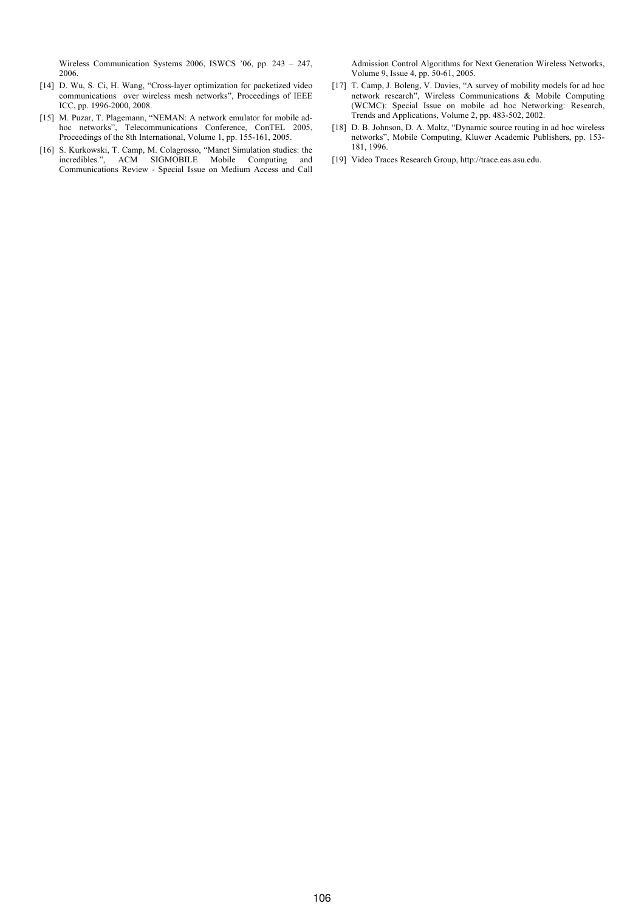Wireless Communication Systems 2006, ISWCS '06, pp. 243 – 247, 2006.

[14] D. Wu, S. Ci, H. Wang, "Cross-layer optimization for packetized video communications over wireless mesh networks", Proceedings of IEEE ICC, pp. 1996-2000, 2008.

[15] M. Puzar, T. Plagemann, "NEMAN: A network emulator for mobile ad-hoc networks", Telecommunications Conference, ConTEL 2005, Proceedings of the 8th International, Volume 1, pp. 155-161, 2005.

[16] S. Kurkowski, T. Camp, M. Colagrosso, "Manet Simulation studies: the incredibles.", ACM SIGMOBILE Mobile Computing and Communications Review - Special Issue on Medium Access and Call Admission Control Algorithms for Next Generation Wireless Networks, Volume 9, Issue 4, pp. 50-61, 2005.

[17] T. Camp, J. Boleng, V. Davies, "A survey of mobility models for ad hoc network research", Wireless Communications & Mobile Computing (WCMC): Special Issue on mobile ad hoc Networking: Research, Trends and Applications, Volume 2, pp. 483-502, 2002.

[18] D. B. Johnson, D. A. Maltz, "Dynamic source routing in ad hoc wireless networks", Mobile Computing, Kluwer Academic Publishers, pp. 153-181, 1996.

[19] Video Traces Research Group, http://trace.eas.asu.edu.